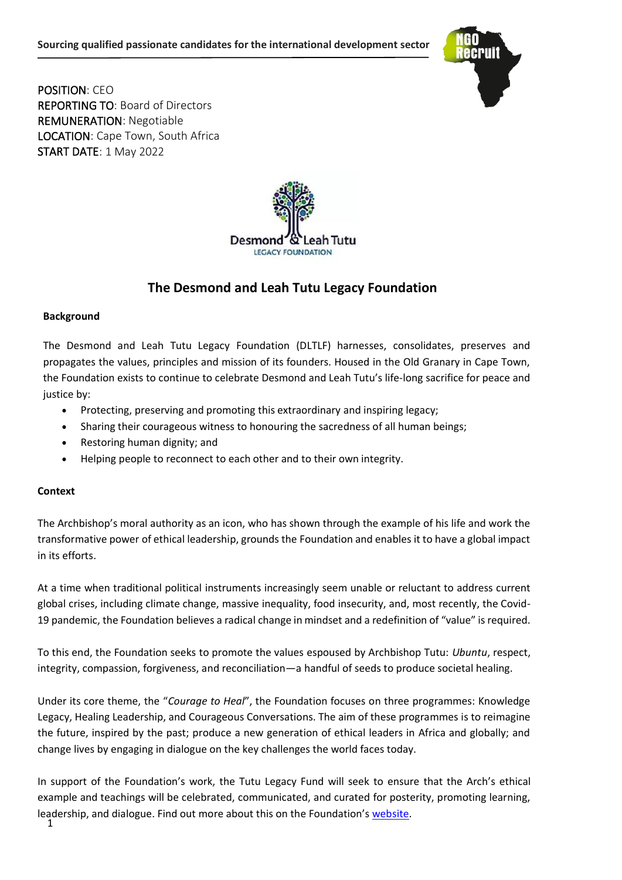POSITION: CEO
REPORTING TO: Board of Directors
REMUNERATION: Negotiable
LOCATION: Cape Town, South Africa
START DATE: 1 May 2022

# The Desmond and Leah Tutu Legacy Foundation

**Background**

The Desmond and Leah Tutu Legacy Foundation (DLTLF) harnesses, consolidates, preserves and propagates the values, principles and mission of its founders. Housed in the Old Granary in Cape Town, the Foundation exists to continue to celebrate Desmond and Leah Tutu's life-long sacrifice for peace and justice by:

- Protecting, preserving and promoting this extraordinary and inspiring legacy;
- Sharing their courageous witness to honouring the sacredness of all human beings;
- Restoring human dignity; and
- Helping people to reconnect to each other and to their own integrity.

**Context**

The Archbishop's moral authority as an icon, who has shown through the example of his life and work the transformative power of ethical leadership, grounds the Foundation and enables it to have a global impact in its efforts.

At a time when traditional political instruments increasingly seem unable or reluctant to address current global crises, including climate change, massive inequality, food insecurity, and, most recently, the Covid-19 pandemic, the Foundation believes a radical change in mindset and a redefinition of "value" is required.

To this end, the Foundation seeks to promote the values espoused by Archbishop Tutu: *Ubuntu*, respect, integrity, compassion, forgiveness, and reconciliation—a handful of seeds to produce societal healing.

Under its core theme, the "*Courage to Heal*", the Foundation focuses on three programmes: Knowledge Legacy, Healing Leadership, and Courageous Conversations. The aim of these programmes is to reimagine the future, inspired by the past; produce a new generation of ethical leaders in Africa and globally; and change lives by engaging in dialogue on the key challenges the world faces today.

In support of the Foundation's work, the Tutu Legacy Fund will seek to ensure that the Arch's ethical example and teachings will be celebrated, communicated, and curated for posterity, promoting learning, leadership, and dialogue. Find out more about this on the Foundation's website.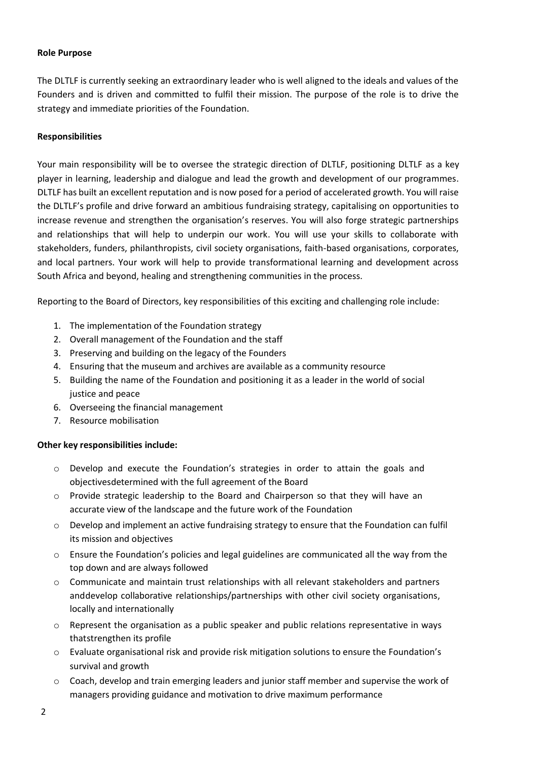**Role Purpose**

The DLTLF is currently seeking an extraordinary leader who is well aligned to the ideals and values of the Founders and is driven and committed to fulfil their mission. The purpose of the role is to drive the strategy and immediate priorities of the Foundation.

**Responsibilities**

Your main responsibility will be to oversee the strategic direction of DLTLF, positioning DLTLF as a key player in learning, leadership and dialogue and lead the growth and development of our programmes. DLTLF has built an excellent reputation and is now posed for a period of accelerated growth. You will raise the DLTLF's profile and drive forward an ambitious fundraising strategy, capitalising on opportunities to increase revenue and strengthen the organisation's reserves. You will also forge strategic partnerships and relationships that will help to underpin our work. You will use your skills to collaborate with stakeholders, funders, philanthropists, civil society organisations, faith-based organisations, corporates, and local partners. Your work will help to provide transformational learning and development across South Africa and beyond, healing and strengthening communities in the process.

Reporting to the Board of Directors, key responsibilities of this exciting and challenging role include:

1. The implementation of the Foundation strategy
2. Overall management of the Foundation and the staff
3. Preserving and building on the legacy of the Founders
4. Ensuring that the museum and archives are available as a community resource
5. Building the name of the Foundation and positioning it as a leader in the world of social justice and peace
6. Overseeing the financial management
7. Resource mobilisation

**Other key responsibilities include:**

- Develop and execute the Foundation's strategies in order to attain the goals and objectivesdetermined with the full agreement of the Board
- Provide strategic leadership to the Board and Chairperson so that they will have an accurate view of the landscape and the future work of the Foundation
- Develop and implement an active fundraising strategy to ensure that the Foundation can fulfil its mission and objectives
- Ensure the Foundation's policies and legal guidelines are communicated all the way from the top down and are always followed
- Communicate and maintain trust relationships with all relevant stakeholders and partners anddevelop collaborative relationships/partnerships with other civil society organisations, locally and internationally
- Represent the organisation as a public speaker and public relations representative in ways thatstrengthen its profile
- Evaluate organisational risk and provide risk mitigation solutions to ensure the Foundation's survival and growth
- Coach, develop and train emerging leaders and junior staff member and supervise the work of managers providing guidance and motivation to drive maximum performance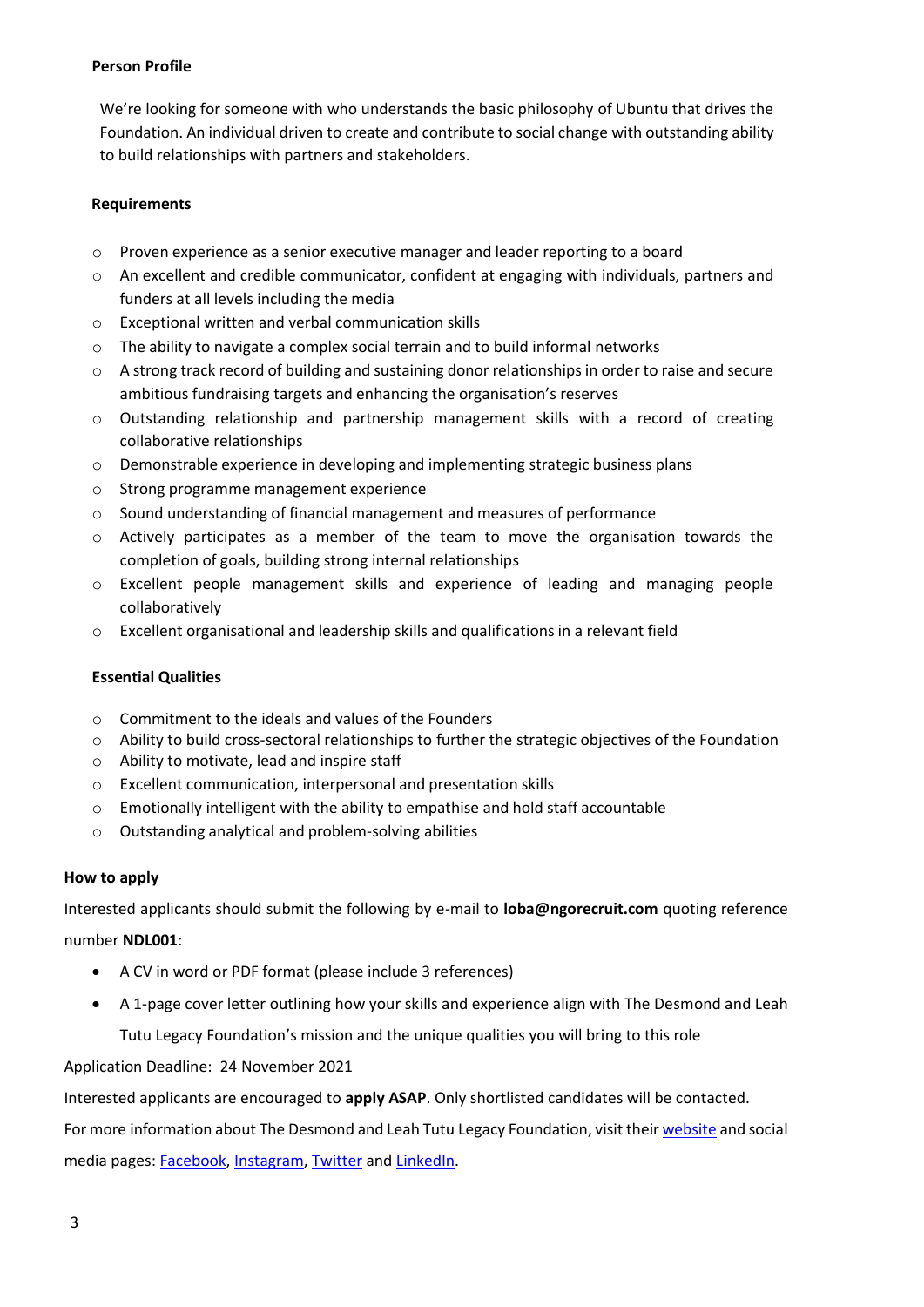**Person Profile**

We're looking for someone with who understands the basic philosophy of Ubuntu that drives the Foundation. An individual driven to create and contribute to social change with outstanding ability to build relationships with partners and stakeholders.

**Requirements**

- Proven experience as a senior executive manager and leader reporting to a board
- An excellent and credible communicator, confident at engaging with individuals, partners and funders at all levels including the media
- Exceptional written and verbal communication skills
- The ability to navigate a complex social terrain and to build informal networks
- A strong track record of building and sustaining donor relationships in order to raise and secure ambitious fundraising targets and enhancing the organisation's reserves
- Outstanding relationship and partnership management skills with a record of creating collaborative relationships
- Demonstrable experience in developing and implementing strategic business plans
- Strong programme management experience
- Sound understanding of financial management and measures of performance
- Actively participates as a member of the team to move the organisation towards the completion of goals, building strong internal relationships
- Excellent people management skills and experience of leading and managing people collaboratively
- Excellent organisational and leadership skills and qualifications in a relevant field

**Essential Qualities**

- Commitment to the ideals and values of the Founders
- Ability to build cross-sectoral relationships to further the strategic objectives of the Foundation
- Ability to motivate, lead and inspire staff
- Excellent communication, interpersonal and presentation skills
- Emotionally intelligent with the ability to empathise and hold staff accountable
- Outstanding analytical and problem-solving abilities

**How to apply**

Interested applicants should submit the following by e-mail to **loba@ngorecruit.com** quoting reference number **NDL001**:

- A CV in word or PDF format (please include 3 references)
- A 1-page cover letter outlining how your skills and experience align with The Desmond and Leah Tutu Legacy Foundation's mission and the unique qualities you will bring to this role

Application Deadline: 24 November 2021

Interested applicants are encouraged to **apply ASAP**. Only shortlisted candidates will be contacted.

For more information about The Desmond and Leah Tutu Legacy Foundation, visit their website and social media pages: Facebook, Instagram, Twitter and LinkedIn.